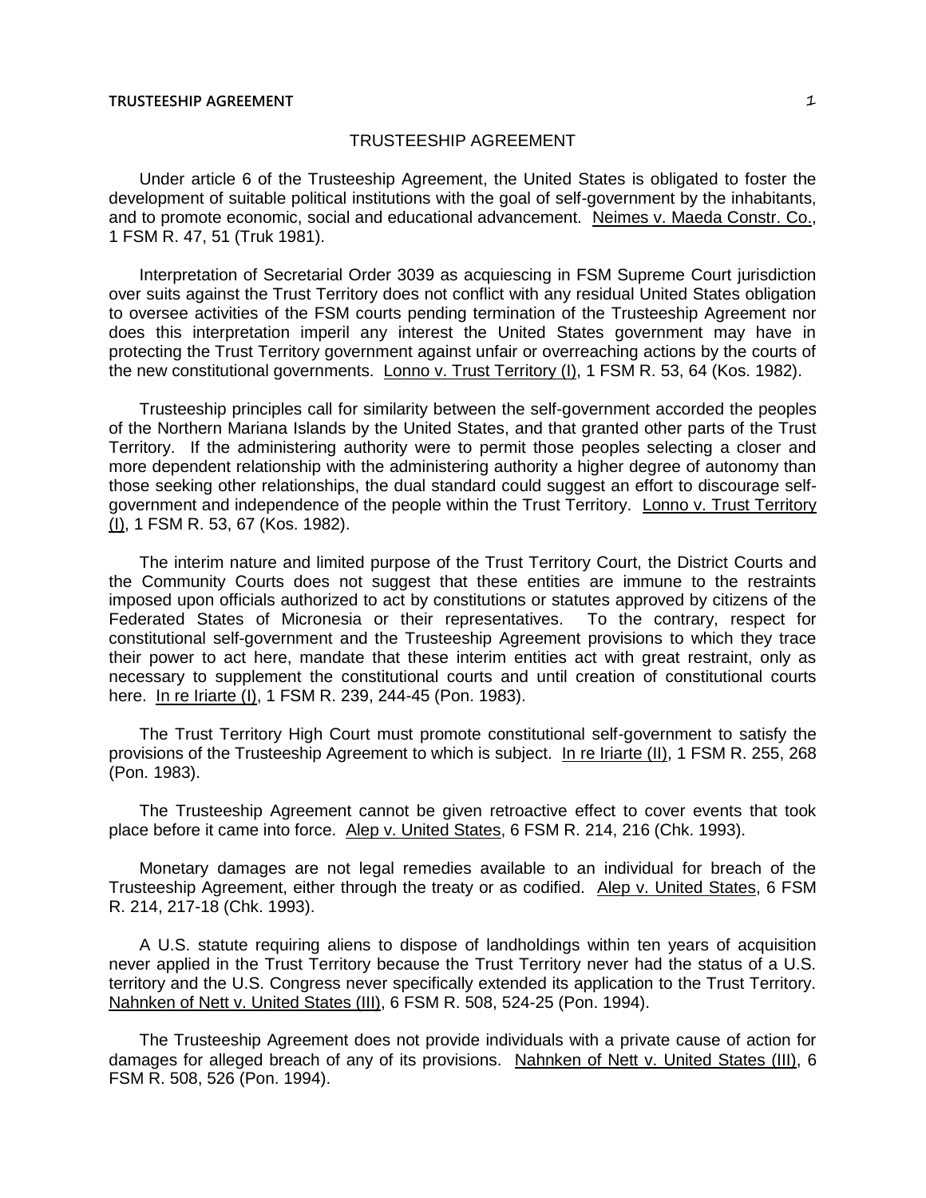# TRUSTEESHIP AGREEMENT

Under article 6 of the Trusteeship Agreement, the United States is obligated to foster the development of suitable political institutions with the goal of self-government by the inhabitants, and to promote economic, social and educational advancement. Neimes v. Maeda Constr. Co., 1 FSM R. 47, 51 (Truk 1981).

Interpretation of Secretarial Order 3039 as acquiescing in FSM Supreme Court jurisdiction over suits against the Trust Territory does not conflict with any residual United States obligation to oversee activities of the FSM courts pending termination of the Trusteeship Agreement nor does this interpretation imperil any interest the United States government may have in protecting the Trust Territory government against unfair or overreaching actions by the courts of the new constitutional governments. Lonno v. Trust Territory (I), 1 FSM R. 53, 64 (Kos. 1982).

Trusteeship principles call for similarity between the self-government accorded the peoples of the Northern Mariana Islands by the United States, and that granted other parts of the Trust Territory. If the administering authority were to permit those peoples selecting a closer and more dependent relationship with the administering authority a higher degree of autonomy than those seeking other relationships, the dual standard could suggest an effort to discourage self-government and independence of the people within the Trust Territory. Lonno v. Trust Territory (I), 1 FSM R. 53, 67 (Kos. 1982).

The interim nature and limited purpose of the Trust Territory Court, the District Courts and the Community Courts does not suggest that these entities are immune to the restraints imposed upon officials authorized to act by constitutions or statutes approved by citizens of the Federated States of Micronesia or their representatives. To the contrary, respect for constitutional self-government and the Trusteeship Agreement provisions to which they trace their power to act here, mandate that these interim entities act with great restraint, only as necessary to supplement the constitutional courts and until creation of constitutional courts here. In re Iriarte (I), 1 FSM R. 239, 244-45 (Pon. 1983).

The Trust Territory High Court must promote constitutional self-government to satisfy the provisions of the Trusteeship Agreement to which is subject. In re Iriarte (II), 1 FSM R. 255, 268 (Pon. 1983).

The Trusteeship Agreement cannot be given retroactive effect to cover events that took place before it came into force. Alep v. United States, 6 FSM R. 214, 216 (Chk. 1993).

Monetary damages are not legal remedies available to an individual for breach of the Trusteeship Agreement, either through the treaty or as codified. Alep v. United States, 6 FSM R. 214, 217-18 (Chk. 1993).

A U.S. statute requiring aliens to dispose of landholdings within ten years of acquisition never applied in the Trust Territory because the Trust Territory never had the status of a U.S. territory and the U.S. Congress never specifically extended its application to the Trust Territory. Nahnken of Nett v. United States (III), 6 FSM R. 508, 524-25 (Pon. 1994).

The Trusteeship Agreement does not provide individuals with a private cause of action for damages for alleged breach of any of its provisions. Nahnken of Nett v. United States (III), 6 FSM R. 508, 526 (Pon. 1994).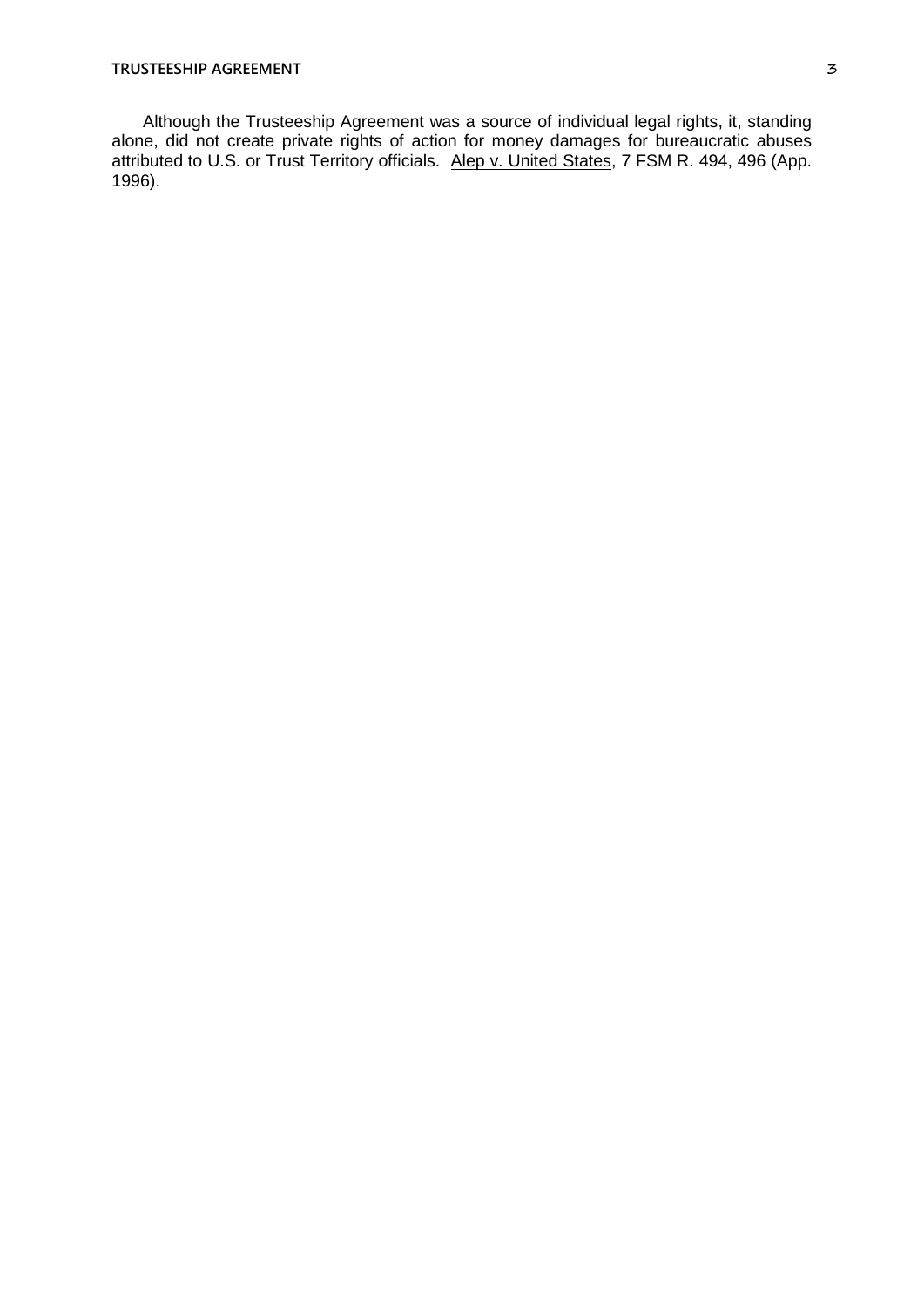Although the Trusteeship Agreement was a source of individual legal rights, it, standing alone, did not create private rights of action for money damages for bureaucratic abuses attributed to U.S. or Trust Territory officials. Alep v. United States, 7 FSM R. 494, 496 (App. 1996).